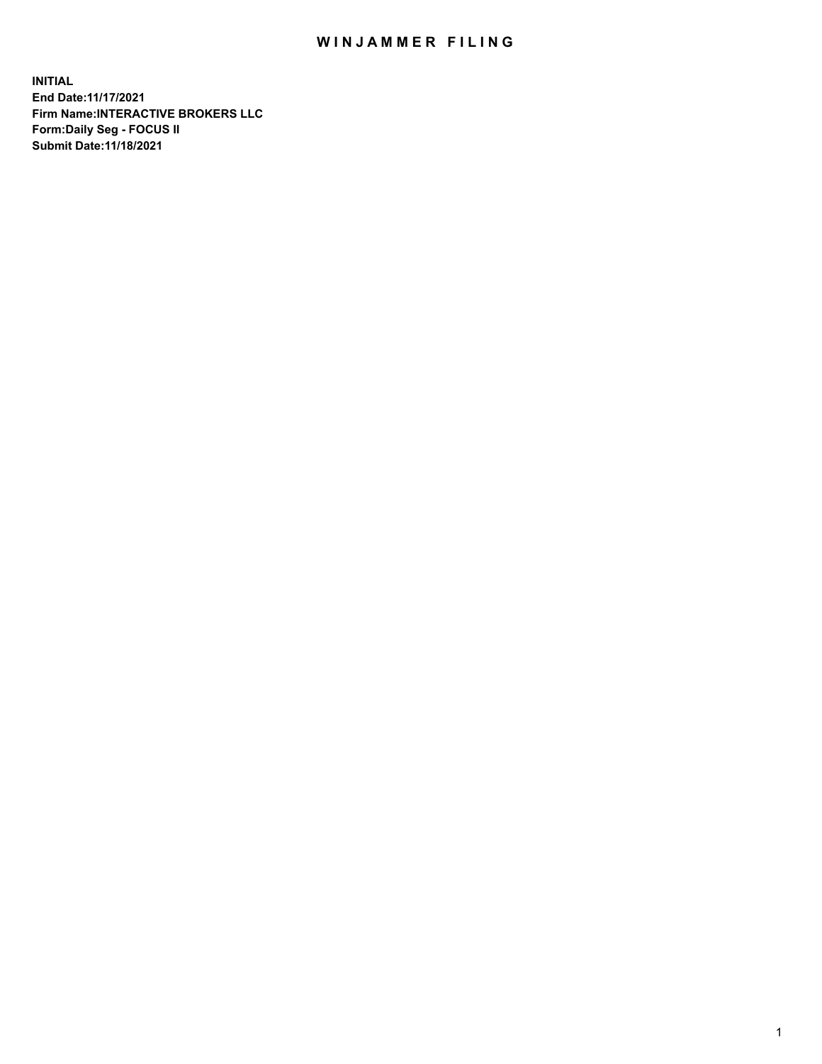# WINJAMMER FILING

**INITIAL**
**End Date:11/17/2021**
**Firm Name:INTERACTIVE BROKERS LLC**
**Form:Daily Seg - FOCUS II**
**Submit Date:11/18/2021**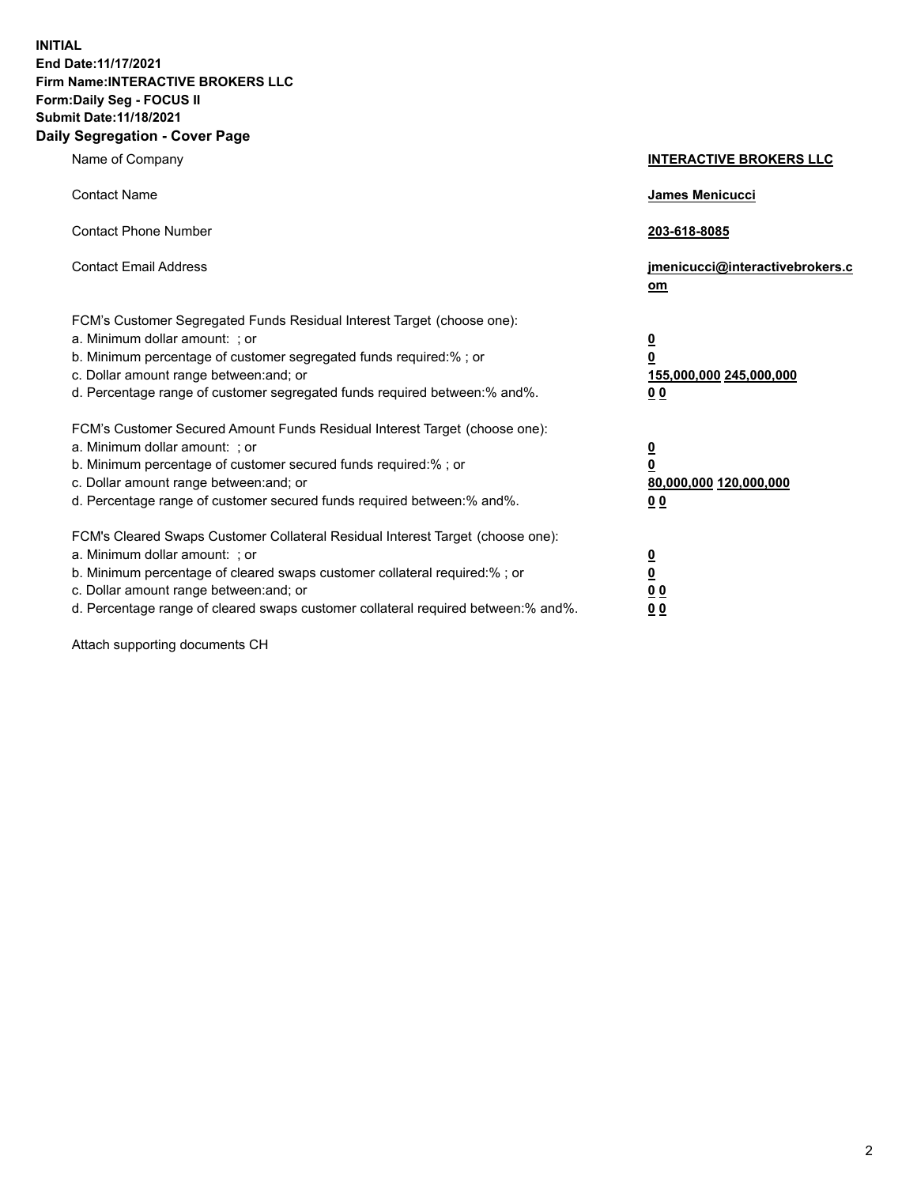**INITIAL**
**End Date:11/17/2021**
**Firm Name:INTERACTIVE BROKERS LLC**
**Form:Daily Seg - FOCUS II**
**Submit Date:11/18/2021**

## Daily Segregation - Cover Page

| | |
|---|---|
| Name of Company | **INTERACTIVE BROKERS LLC** |
| Contact Name | **James Menicucci** |
| Contact Phone Number | **203-618-8085** |
| Contact Email Address | **jmenicucci@interactivebrokers.com** |

FCM's Customer Segregated Funds Residual Interest Target (choose one):

| | |
|---|---|
| a. Minimum dollar amount: ; or | **0** |
| b. Minimum percentage of customer segregated funds required:% ; or | **0** |
| c. Dollar amount range between:and; or | **155,000,000 245,000,000** |
| d. Percentage range of customer segregated funds required between:% and%. | **0 0** |

FCM's Customer Secured Amount Funds Residual Interest Target (choose one):

| | |
|---|---|
| a. Minimum dollar amount: ; or | **0** |
| b. Minimum percentage of customer secured funds required:% ; or | **0** |
| c. Dollar amount range between:and; or | **80,000,000 120,000,000** |
| d. Percentage range of customer secured funds required between:% and%. | **0 0** |

FCM's Cleared Swaps Customer Collateral Residual Interest Target (choose one):

| | |
|---|---|
| a. Minimum dollar amount: ; or | **0** |
| b. Minimum percentage of cleared swaps customer collateral required:% ; or | **0** |
| c. Dollar amount range between:and; or | **0 0** |
| d. Percentage range of cleared swaps customer collateral required between:% and%. | **0 0** |

Attach supporting documents CH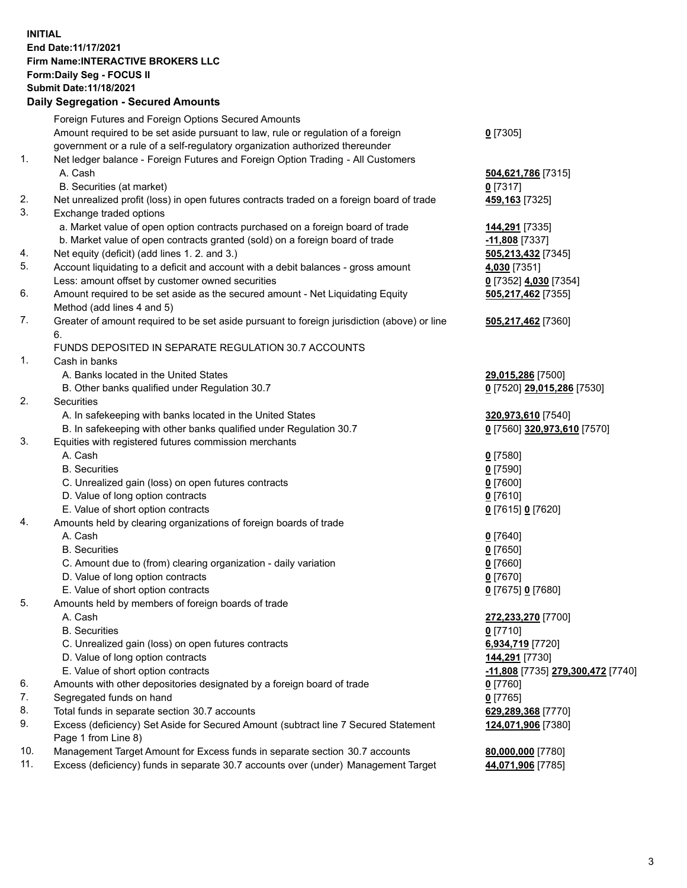**INITIAL**
**End Date:11/17/2021**
**Firm Name:INTERACTIVE BROKERS LLC**
**Form:Daily Seg - FOCUS II**
**Submit Date:11/18/2021**

**Daily Segregation - Secured Amounts**

| | | |
|---|---|---|
| | Foreign Futures and Foreign Options Secured Amounts | |
| | Amount required to be set aside pursuant to law, rule or regulation of a foreign government or a rule of a self-regulatory organization authorized thereunder | **0** [7305] |
| 1. | Net ledger balance - Foreign Futures and Foreign Option Trading - All Customers | |
| | A. Cash | **504,621,786** [7315] |
| | B. Securities (at market) | **0** [7317] |
| 2. | Net unrealized profit (loss) in open futures contracts traded on a foreign board of trade | **459,163** [7325] |
| 3. | Exchange traded options | |
| | a. Market value of open option contracts purchased on a foreign board of trade | **144,291** [7335] |
| | b. Market value of open contracts granted (sold) on a foreign board of trade | **-11,808** [7337] |
| 4. | Net equity (deficit) (add lines 1. 2. and 3.) | **505,213,432** [7345] |
| 5. | Account liquidating to a deficit and account with a debit balances - gross amount | **4,030** [7351] |
| | Less: amount offset by customer owned securities | **0** [7352] **4,030** [7354] |
| 6. | Amount required to be set aside as the secured amount - Net Liquidating Equity Method (add lines 4 and 5) | **505,217,462** [7355] |
| 7. | Greater of amount required to be set aside pursuant to foreign jurisdiction (above) or line 6. | **505,217,462** [7360] |
| | FUNDS DEPOSITED IN SEPARATE REGULATION 30.7 ACCOUNTS | |
| 1. | Cash in banks | |
| | A. Banks located in the United States | **29,015,286** [7500] |
| | B. Other banks qualified under Regulation 30.7 | **0** [7520] **29,015,286** [7530] |
| 2. | Securities | |
| | A. In safekeeping with banks located in the United States | **320,973,610** [7540] |
| | B. In safekeeping with other banks qualified under Regulation 30.7 | **0** [7560] **320,973,610** [7570] |
| 3. | Equities with registered futures commission merchants | |
| | A. Cash | **0** [7580] |
| | B. Securities | **0** [7590] |
| | C. Unrealized gain (loss) on open futures contracts | **0** [7600] |
| | D. Value of long option contracts | **0** [7610] |
| | E. Value of short option contracts | **0** [7615] **0** [7620] |
| 4. | Amounts held by clearing organizations of foreign boards of trade | |
| | A. Cash | **0** [7640] |
| | B. Securities | **0** [7650] |
| | C. Amount due to (from) clearing organization - daily variation | **0** [7660] |
| | D. Value of long option contracts | **0** [7670] |
| | E. Value of short option contracts | **0** [7675] **0** [7680] |
| 5. | Amounts held by members of foreign boards of trade | |
| | A. Cash | **272,233,270** [7700] |
| | B. Securities | **0** [7710] |
| | C. Unrealized gain (loss) on open futures contracts | **6,934,719** [7720] |
| | D. Value of long option contracts | **144,291** [7730] |
| | E. Value of short option contracts | **-11,808** [7735] **279,300,472** [7740] |
| 6. | Amounts with other depositories designated by a foreign board of trade | **0** [7760] |
| 7. | Segregated funds on hand | **0** [7765] |
| 8. | Total funds in separate section 30.7 accounts | **629,289,368** [7770] |
| 9. | Excess (deficiency) Set Aside for Secured Amount (subtract line 7 Secured Statement Page 1 from Line 8) | **124,071,906** [7380] |
| 10. | Management Target Amount for Excess funds in separate section 30.7 accounts | **80,000,000** [7780] |
| 11. | Excess (deficiency) funds in separate 30.7 accounts over (under) Management Target | **44,071,906** [7785] |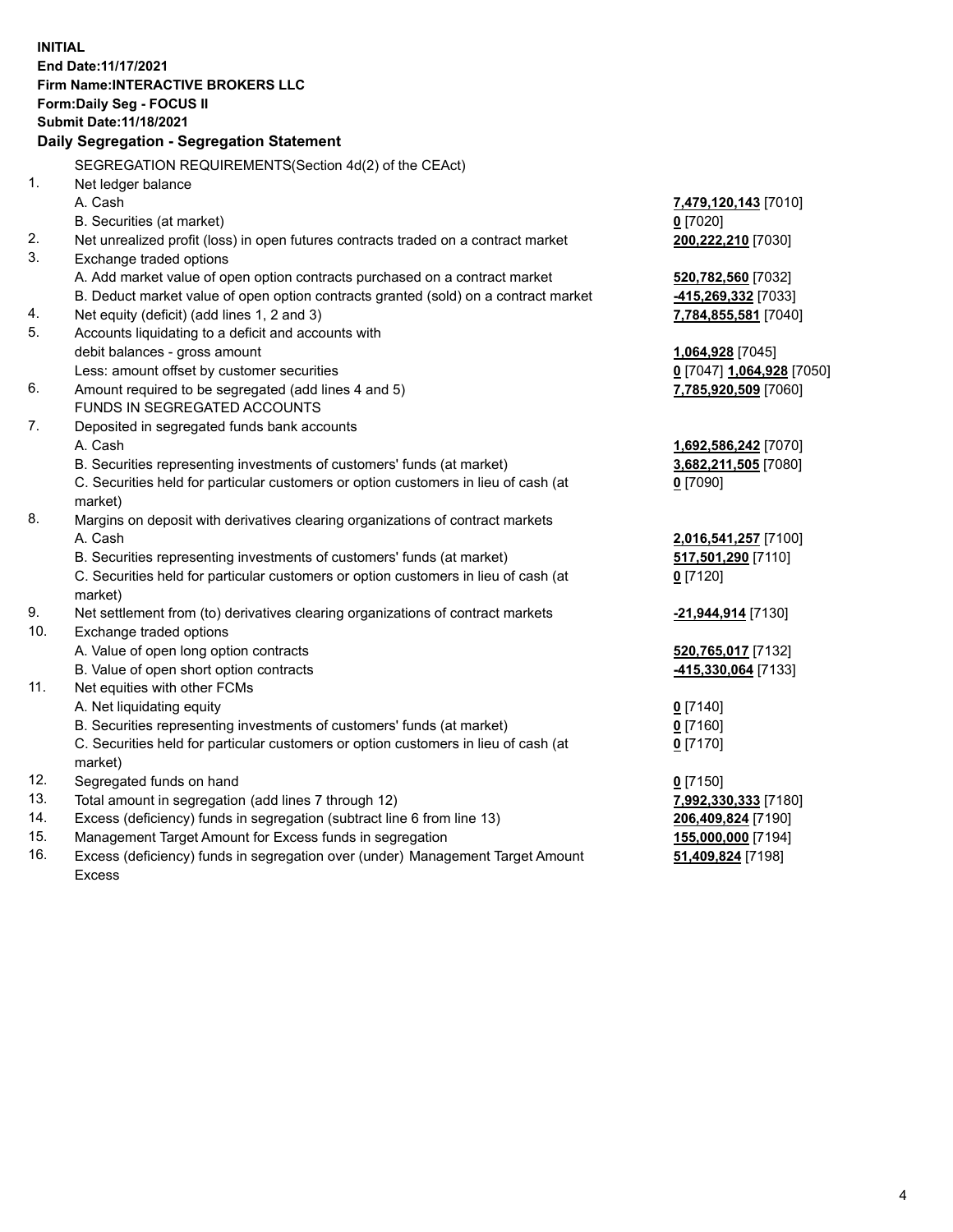**INITIAL**
**End Date:11/17/2021**
**Firm Name:INTERACTIVE BROKERS LLC**
**Form:Daily Seg - FOCUS II**
**Submit Date:11/18/2021**

## Daily Segregation - Segregation Statement

SEGREGATION REQUIREMENTS(Section 4d(2) of the CEAct)

| | | |
|---|---|---|
| 1. | Net ledger balance | |
| | A. Cash | **7,479,120,143** [7010] |
| | B. Securities (at market) | **0** [7020] |
| 2. | Net unrealized profit (loss) in open futures contracts traded on a contract market | **200,222,210** [7030] |
| 3. | Exchange traded options | |
| | A. Add market value of open option contracts purchased on a contract market | **520,782,560** [7032] |
| | B. Deduct market value of open option contracts granted (sold) on a contract market | **-415,269,332** [7033] |
| 4. | Net equity (deficit) (add lines 1, 2 and 3) | **7,784,855,581** [7040] |
| 5. | Accounts liquidating to a deficit and accounts with debit balances - gross amount | **1,064,928** [7045] |
| | Less: amount offset by customer securities | **0** [7047] **1,064,928** [7050] |
| 6. | Amount required to be segregated (add lines 4 and 5) | **7,785,920,509** [7060] |
| | FUNDS IN SEGREGATED ACCOUNTS | |
| 7. | Deposited in segregated funds bank accounts | |
| | A. Cash | **1,692,586,242** [7070] |
| | B. Securities representing investments of customers' funds (at market) | **3,682,211,505** [7080] |
| | C. Securities held for particular customers or option customers in lieu of cash (at market) | **0** [7090] |
| 8. | Margins on deposit with derivatives clearing organizations of contract markets | |
| | A. Cash | **2,016,541,257** [7100] |
| | B. Securities representing investments of customers' funds (at market) | **517,501,290** [7110] |
| | C. Securities held for particular customers or option customers in lieu of cash (at market) | **0** [7120] |
| 9. | Net settlement from (to) derivatives clearing organizations of contract markets | **-21,944,914** [7130] |
| 10. | Exchange traded options | |
| | A. Value of open long option contracts | **520,765,017** [7132] |
| | B. Value of open short option contracts | **-415,330,064** [7133] |
| 11. | Net equities with other FCMs | |
| | A. Net liquidating equity | **0** [7140] |
| | B. Securities representing investments of customers' funds (at market) | **0** [7160] |
| | C. Securities held for particular customers or option customers in lieu of cash (at market) | **0** [7170] |
| 12. | Segregated funds on hand | **0** [7150] |
| 13. | Total amount in segregation (add lines 7 through 12) | **7,992,330,333** [7180] |
| 14. | Excess (deficiency) funds in segregation (subtract line 6 from line 13) | **206,409,824** [7190] |
| 15. | Management Target Amount for Excess funds in segregation | **155,000,000** [7194] |
| 16. | Excess (deficiency) funds in segregation over (under) Management Target Amount Excess | **51,409,824** [7198] |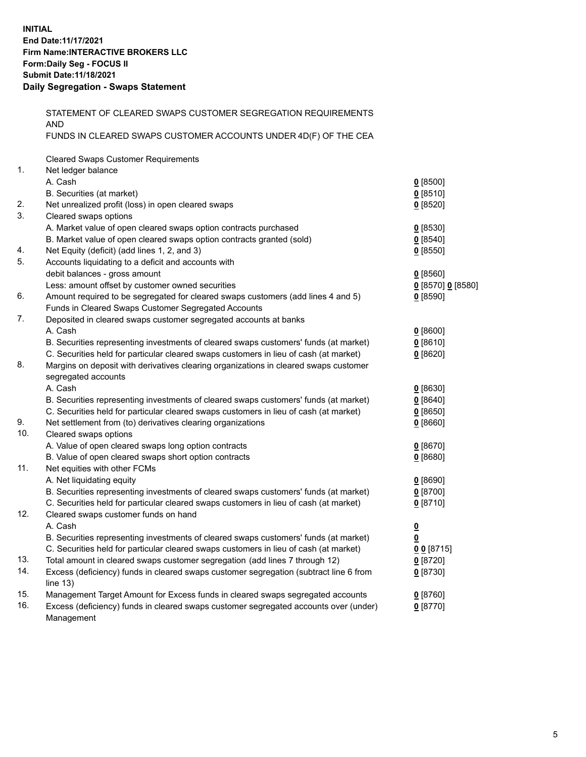**INITIAL**
**End Date:11/17/2021**
**Firm Name:INTERACTIVE BROKERS LLC**
**Form:Daily Seg - FOCUS II**
**Submit Date:11/18/2021**
**Daily Segregation - Swaps Statement**

STATEMENT OF CLEARED SWAPS CUSTOMER SEGREGATION REQUIREMENTS AND FUNDS IN CLEARED SWAPS CUSTOMER ACCOUNTS UNDER 4D(F) OF THE CEA

| | | |
|---|---|---|
| | Cleared Swaps Customer Requirements | |
| 1. | Net ledger balance | |
| | A. Cash | 0 [8500] |
| | B. Securities (at market) | 0 [8510] |
| 2. | Net unrealized profit (loss) in open cleared swaps | 0 [8520] |
| 3. | Cleared swaps options | |
| | A. Market value of open cleared swaps option contracts purchased | 0 [8530] |
| | B. Market value of open cleared swaps option contracts granted (sold) | 0 [8540] |
| 4. | Net Equity (deficit) (add lines 1, 2, and 3) | 0 [8550] |
| 5. | Accounts liquidating to a deficit and accounts with | |
| | debit balances - gross amount | 0 [8560] |
| | Less: amount offset by customer owned securities | 0 [8570] 0 [8580] |
| 6. | Amount required to be segregated for cleared swaps customers (add lines 4 and 5) | 0 [8590] |
| | Funds in Cleared Swaps Customer Segregated Accounts | |
| 7. | Deposited in cleared swaps customer segregated accounts at banks | |
| | A. Cash | 0 [8600] |
| | B. Securities representing investments of cleared swaps customers' funds (at market) | 0 [8610] |
| | C. Securities held for particular cleared swaps customers in lieu of cash (at market) | 0 [8620] |
| 8. | Margins on deposit with derivatives clearing organizations in cleared swaps customer segregated accounts | |
| | A. Cash | 0 [8630] |
| | B. Securities representing investments of cleared swaps customers' funds (at market) | 0 [8640] |
| | C. Securities held for particular cleared swaps customers in lieu of cash (at market) | 0 [8650] |
| 9. | Net settlement from (to) derivatives clearing organizations | 0 [8660] |
| 10. | Cleared swaps options | |
| | A. Value of open cleared swaps long option contracts | 0 [8670] |
| | B. Value of open cleared swaps short option contracts | 0 [8680] |
| 11. | Net equities with other FCMs | |
| | A. Net liquidating equity | 0 [8690] |
| | B. Securities representing investments of cleared swaps customers' funds (at market) | 0 [8700] |
| | C. Securities held for particular cleared swaps customers in lieu of cash (at market) | 0 [8710] |
| 12. | Cleared swaps customer funds on hand | |
| | A. Cash | 0 |
| | B. Securities representing investments of cleared swaps customers' funds (at market) | 0 |
| | C. Securities held for particular cleared swaps customers in lieu of cash (at market) | 0 0 [8715] |
| 13. | Total amount in cleared swaps customer segregation (add lines 7 through 12) | 0 [8720] |
| 14. | Excess (deficiency) funds in cleared swaps customer segregation (subtract line 6 from line 13) | 0 [8730] |
| 15. | Management Target Amount for Excess funds in cleared swaps segregated accounts | 0 [8760] |
| 16. | Excess (deficiency) funds in cleared swaps customer segregated accounts over (under) Management | 0 [8770] |